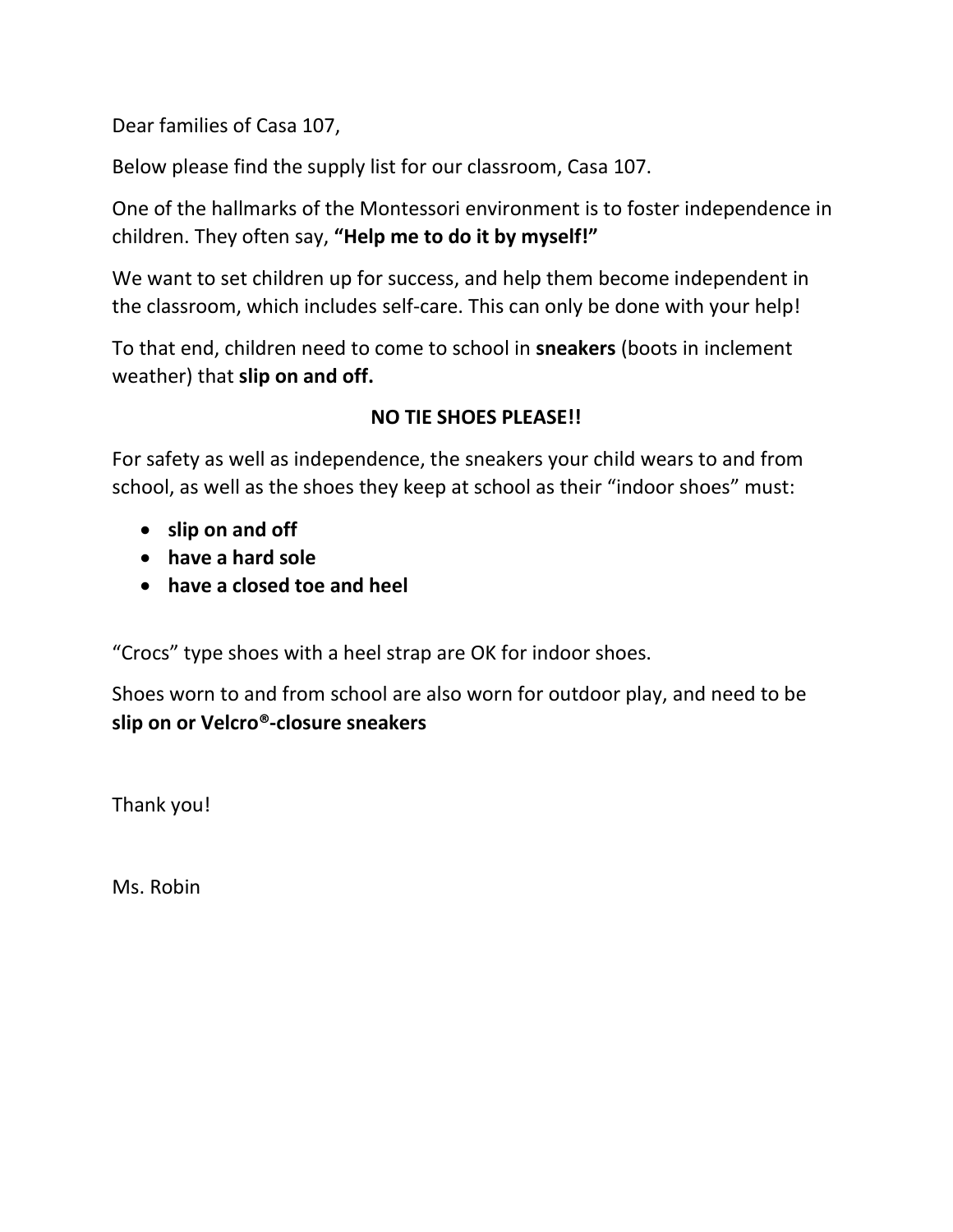Dear families of Casa 107,

Below please find the supply list for our classroom, Casa 107.

One of the hallmarks of the Montessori environment is to foster independence in children. They often say, **"Help me to do it by myself!"**

We want to set children up for success, and help them become independent in the classroom, which includes self-care. This can only be done with your help!

To that end, children need to come to school in **sneakers** (boots in inclement weather) that **slip on and off.**

**NO TIE SHOES PLEASE!!**

For safety as well as independence, the sneakers your child wears to and from school, as well as the shoes they keep at school as their "indoor shoes" must:

- **slip on and off**
- **have a hard sole**
- **have a closed toe and heel**

"Crocs" type shoes with a heel strap are OK for indoor shoes.

Shoes worn to and from school are also worn for outdoor play, and need to be **slip on or Velcro®-closure sneakers**

Thank you!

Ms. Robin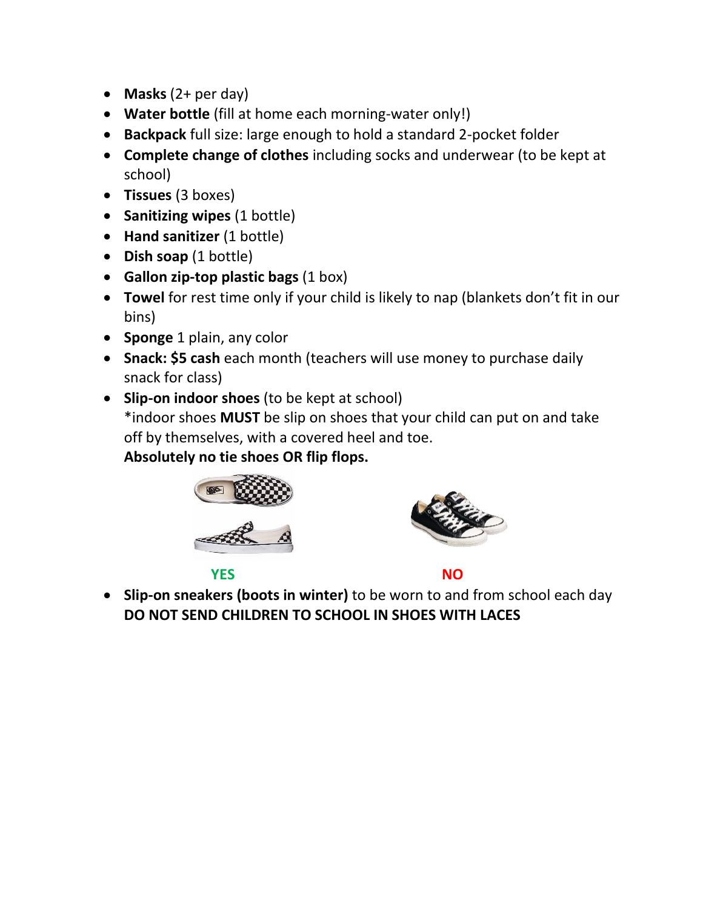- **Masks** (2+ per day)
- **Water bottle** (fill at home each morning-water only!)
- **Backpack** full size: large enough to hold a standard 2-pocket folder
- **Complete change of clothes** including socks and underwear (to be kept at school)
- **Tissues** (3 boxes)
- **Sanitizing wipes** (1 bottle)
- **Hand sanitizer** (1 bottle)
- **Dish soap** (1 bottle)
- **Gallon zip-top plastic bags** (1 box)
- **Towel** for rest time only if your child is likely to nap (blankets don't fit in our bins)
- **Sponge** 1 plain, any color
- **Snack: $5 cash** each month (teachers will use money to purchase daily snack for class)
- **Slip-on indoor shoes** (to be kept at school)
  *indoor shoes **MUST** be slip on shoes that your child can put on and take off by themselves, with a covered heel and toe.
  **Absolutely no tie shoes OR flip flops.**

  YES

  NO
- **Slip-on sneakers (boots in winter)** to be worn to and from school each day
  **DO NOT SEND CHILDREN TO SCHOOL IN SHOES WITH LACES**